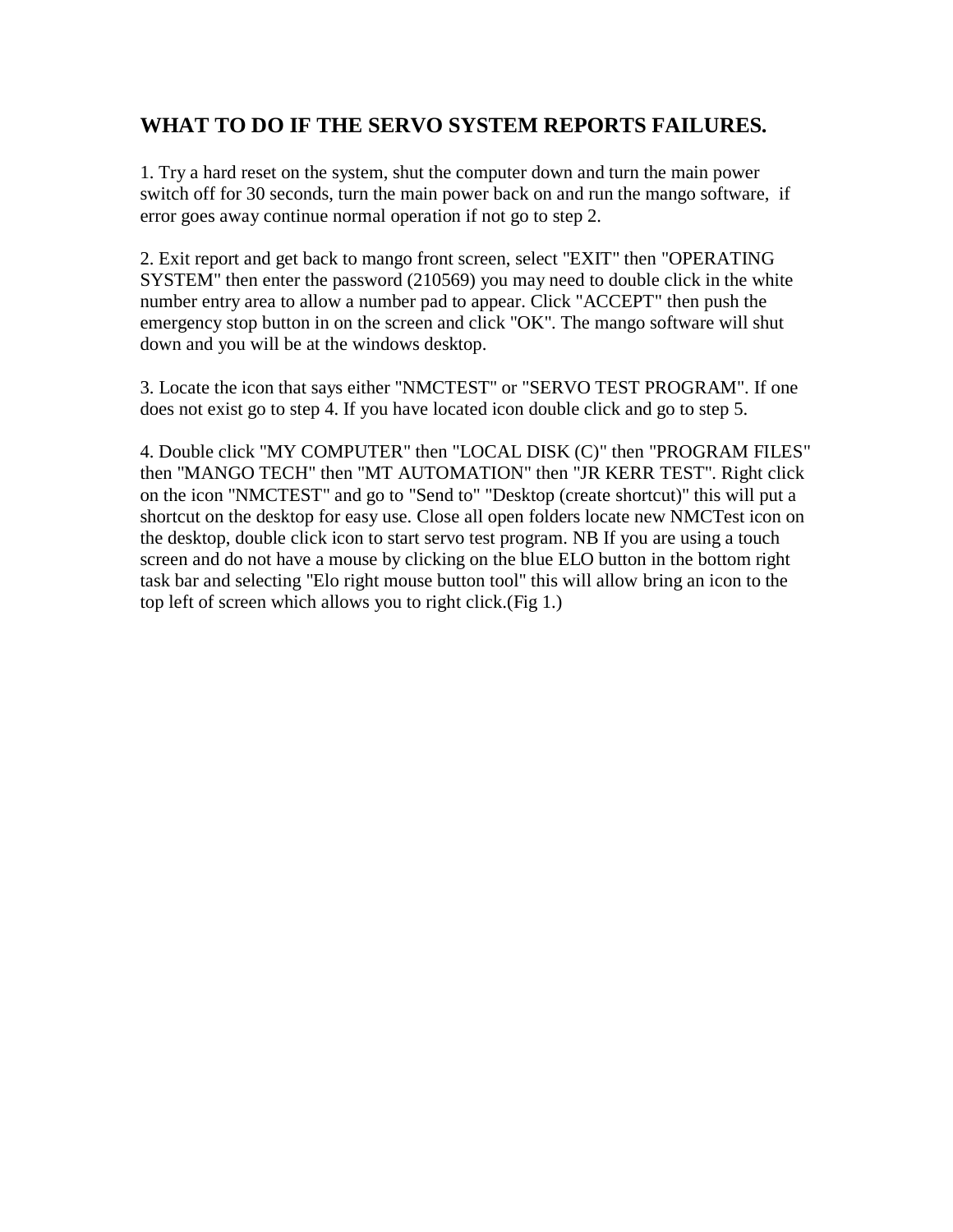## WHAT TO DO IF THE SERVO SYSTEM REPORTS FAILURES.

1. Try a hard reset on the system, shut the computer down and turn the main power switch off for 30 seconds, turn the main power back on and run the mango software,  if error goes away continue normal operation if not go to step 2.

2. Exit report and get back to mango front screen, select "EXIT" then "OPERATING SYSTEM" then enter the password (210569) you may need to double click in the white number entry area to allow a number pad to appear. Click "ACCEPT" then push the emergency stop button in on the screen and click "OK". The mango software will shut down and you will be at the windows desktop.

3. Locate the icon that says either "NMCTEST" or "SERVO TEST PROGRAM". If one does not exist go to step 4. If you have located icon double click and go to step 5.

4. Double click "MY COMPUTER" then "LOCAL DISK (C)" then "PROGRAM FILES" then "MANGO TECH" then "MT AUTOMATION" then "JR KERR TEST". Right click on the icon "NMCTEST" and go to "Send to" "Desktop (create shortcut)" this will put a shortcut on the desktop for easy use. Close all open folders locate new NMCTest icon on the desktop, double click icon to start servo test program. NB If you are using a touch screen and do not have a mouse by clicking on the blue ELO button in the bottom right task bar and selecting "Elo right mouse button tool" this will allow bring an icon to the top left of screen which allows you to right click.(Fig 1.)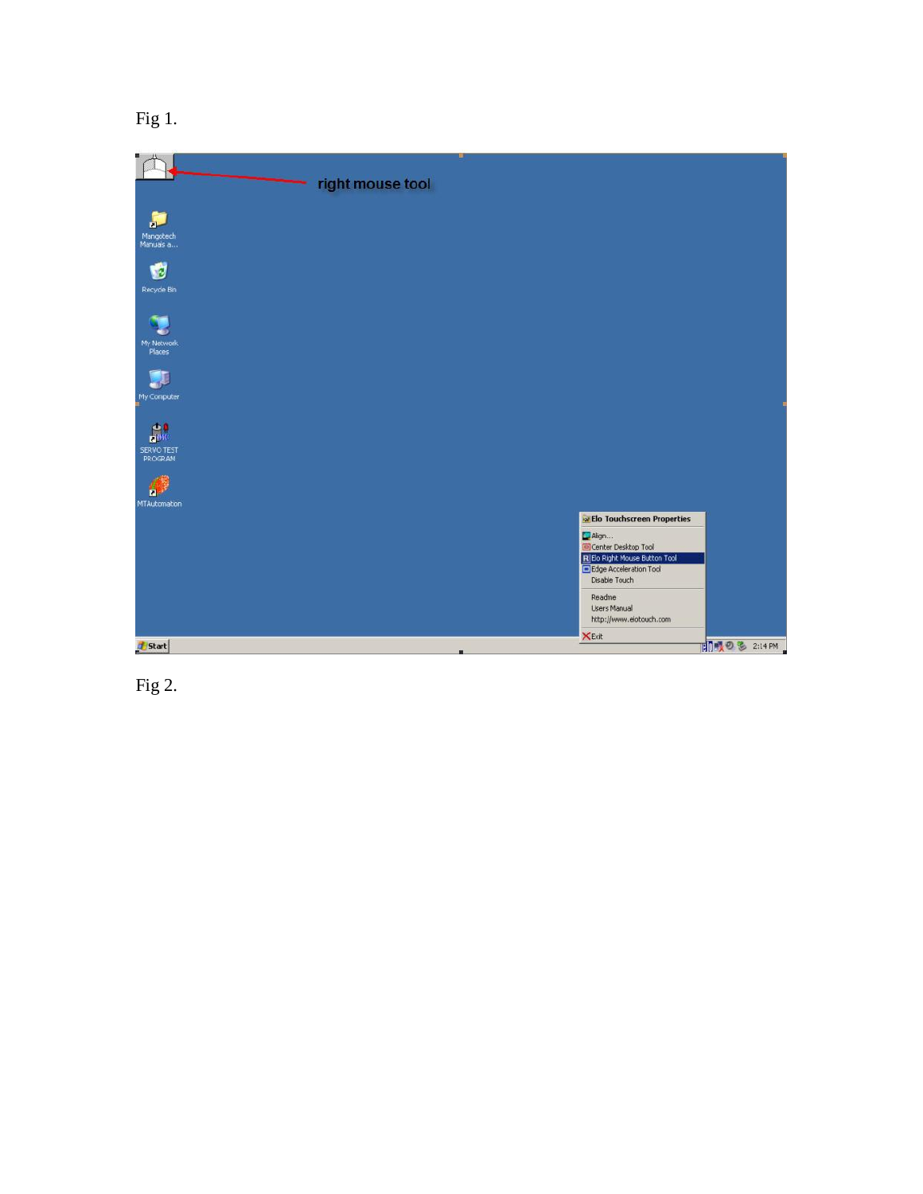Fig 1.

Fig 2.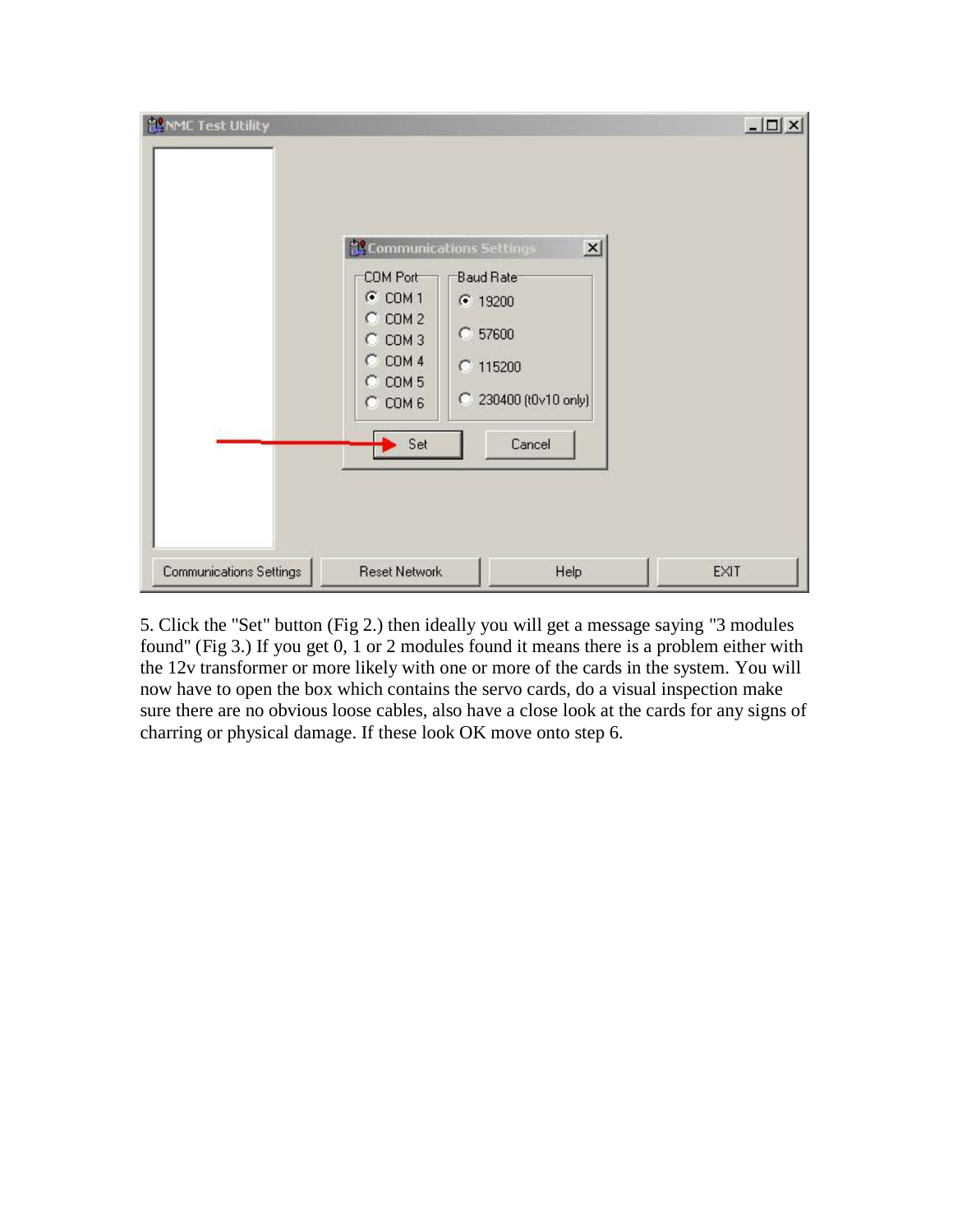5. Click the "Set" button (Fig 2.) then ideally you will get a message saying "3 modules found" (Fig 3.) If you get 0, 1 or 2 modules found it means there is a problem either with the 12v transformer or more likely with one or more of the cards in the system. You will now have to open the box which contains the servo cards, do a visual inspection make sure there are no obvious loose cables, also have a close look at the cards for any signs of charring or physical damage. If these look OK move onto step 6.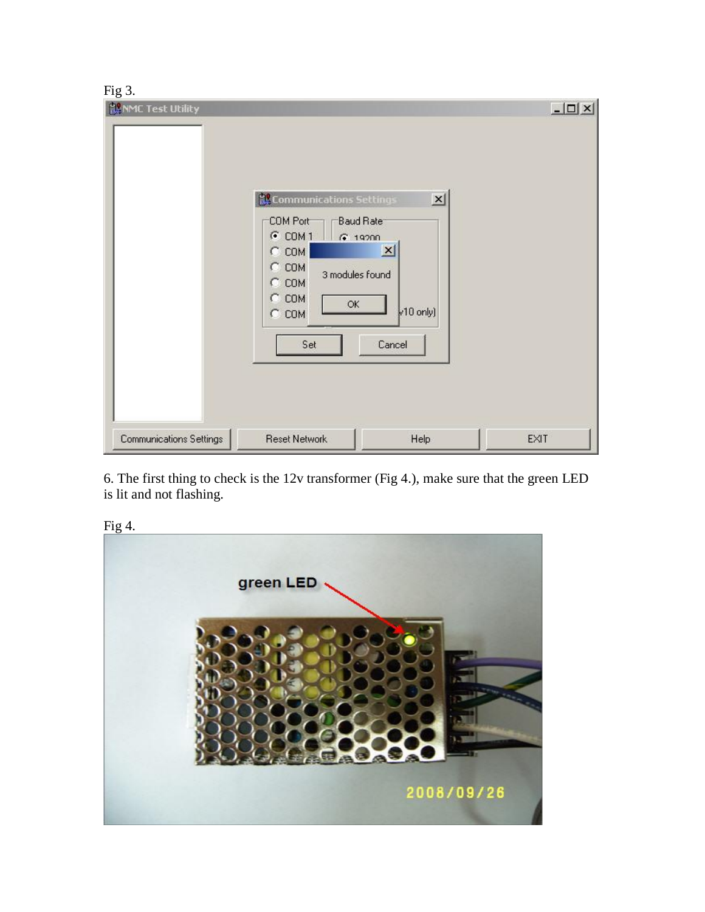Fig 3.

6. The first thing to check is the 12v transformer (Fig 4.), make sure that the green LED is lit and not flashing.

Fig 4.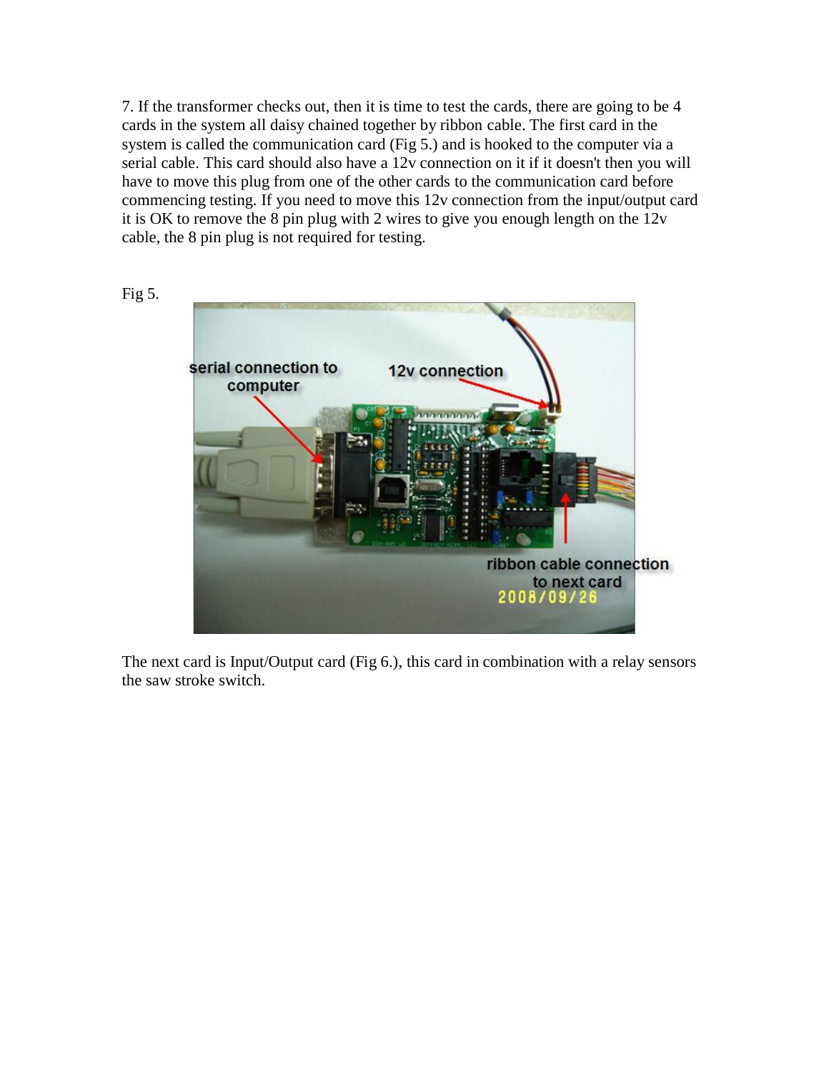7. If the transformer checks out, then it is time to test the cards, there are going to be 4 cards in the system all daisy chained together by ribbon cable. The first card in the system is called the communication card (Fig 5.) and is hooked to the computer via a serial cable. This card should also have a 12v connection on it if it doesn't then you will have to move this plug from one of the other cards to the communication card before commencing testing. If you need to move this 12v connection from the input/output card it is OK to remove the 8 pin plug with 2 wires to give you enough length on the 12v cable, the 8 pin plug is not required for testing.

Fig 5.

The next card is Input/Output card (Fig 6.), this card in combination with a relay sensors the saw stroke switch.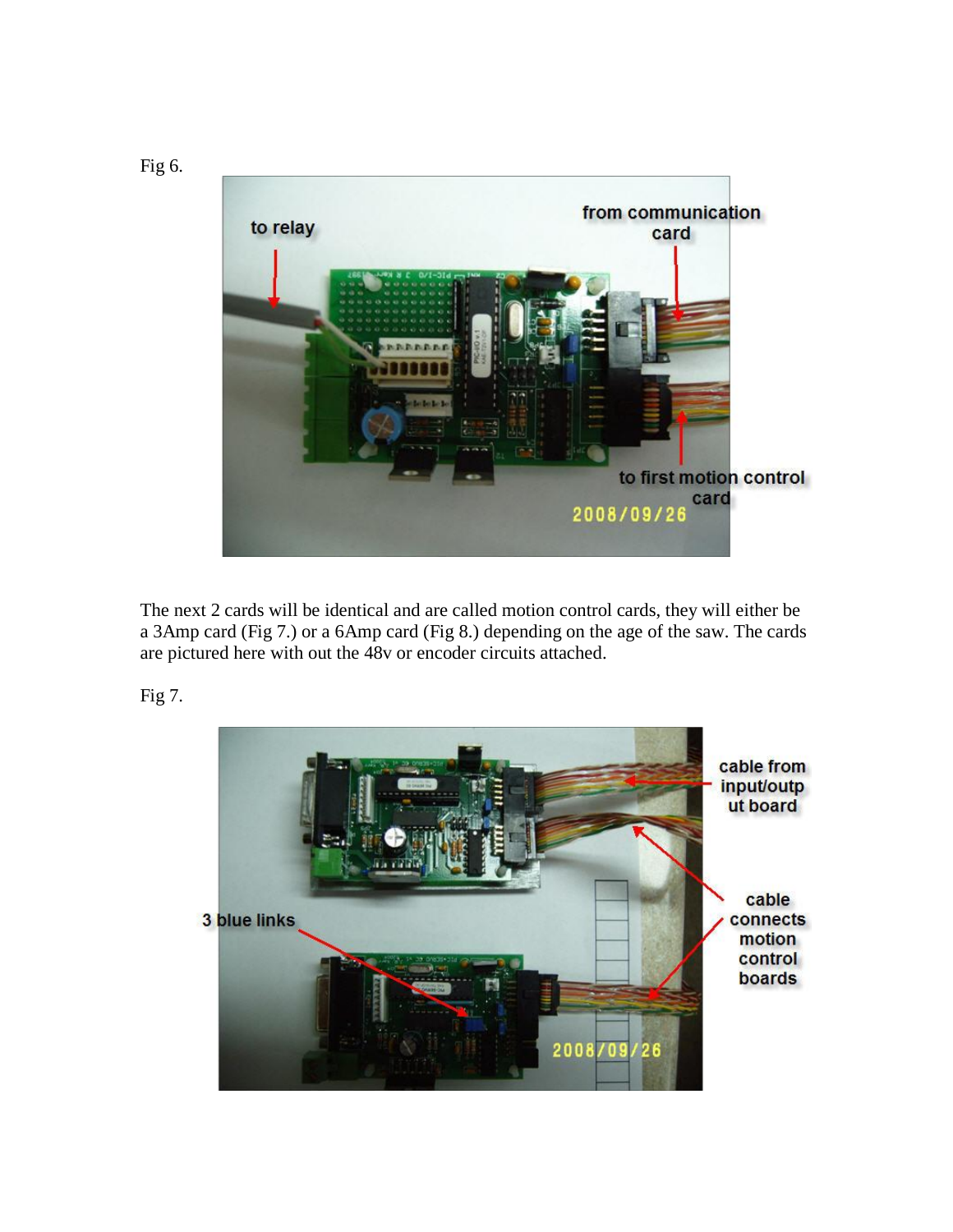Fig 6.

The next 2 cards will be identical and are called motion control cards, they will either be a 3Amp card (Fig 7.) or a 6Amp card (Fig 8.) depending on the age of the saw. The cards are pictured here with out the 48v or encoder circuits attached.

Fig 7.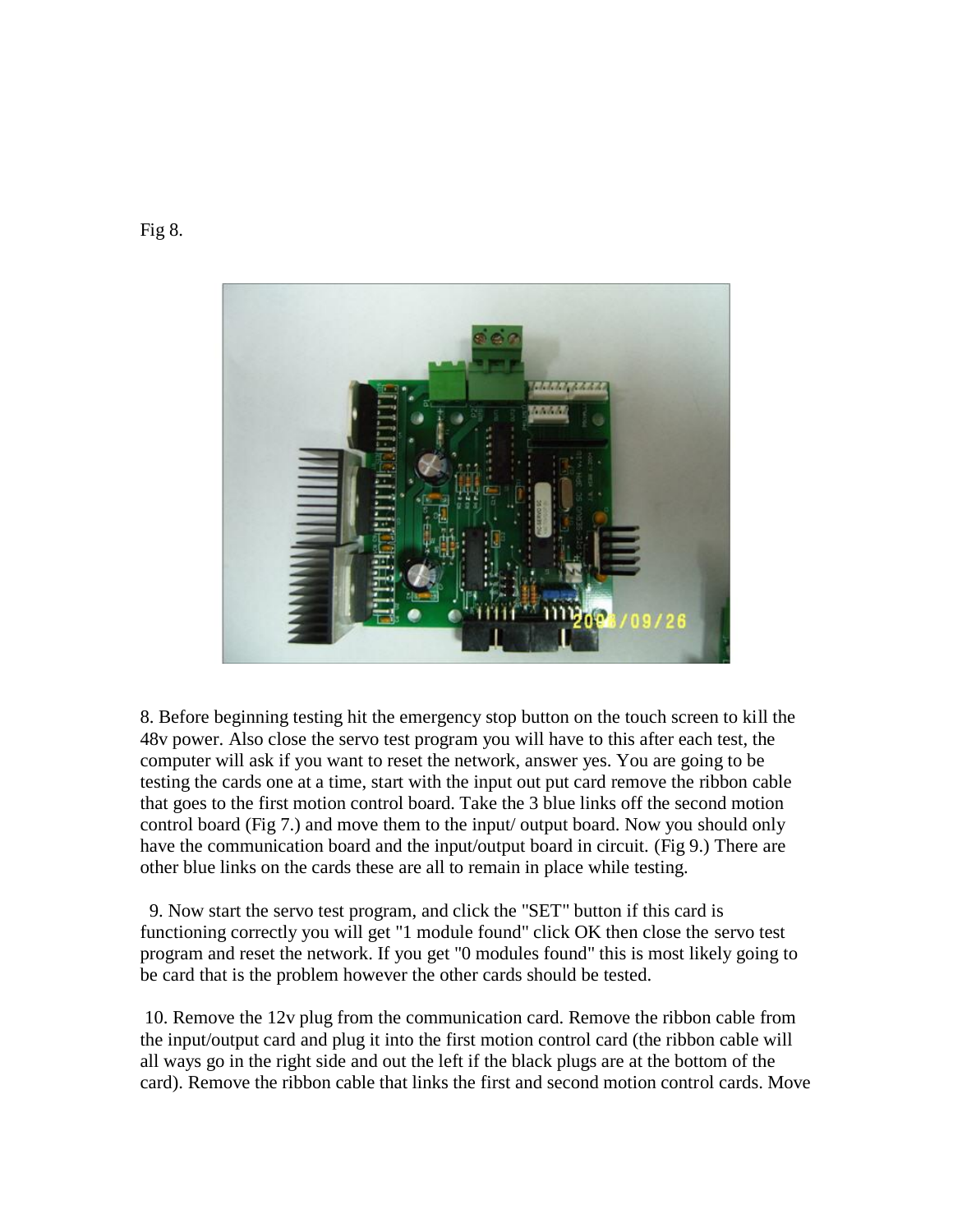Fig 8.

8. Before beginning testing hit the emergency stop button on the touch screen to kill the 48v power. Also close the servo test program you will have to this after each test, the computer will ask if you want to reset the network, answer yes. You are going to be testing the cards one at a time, start with the input out put card remove the ribbon cable that goes to the first motion control board. Take the 3 blue links off the second motion control board (Fig 7.) and move them to the input/ output board. Now you should only have the communication board and the input/output board in circuit. (Fig 9.) There are other blue links on the cards these are all to remain in place while testing.

9. Now start the servo test program, and click the "SET" button if this card is functioning correctly you will get "1 module found" click OK then close the servo test program and reset the network. If you get "0 modules found" this is most likely going to be card that is the problem however the other cards should be tested.

10. Remove the 12v plug from the communication card. Remove the ribbon cable from the input/output card and plug it into the first motion control card (the ribbon cable will all ways go in the right side and out the left if the black plugs are at the bottom of the card). Remove the ribbon cable that links the first and second motion control cards. Move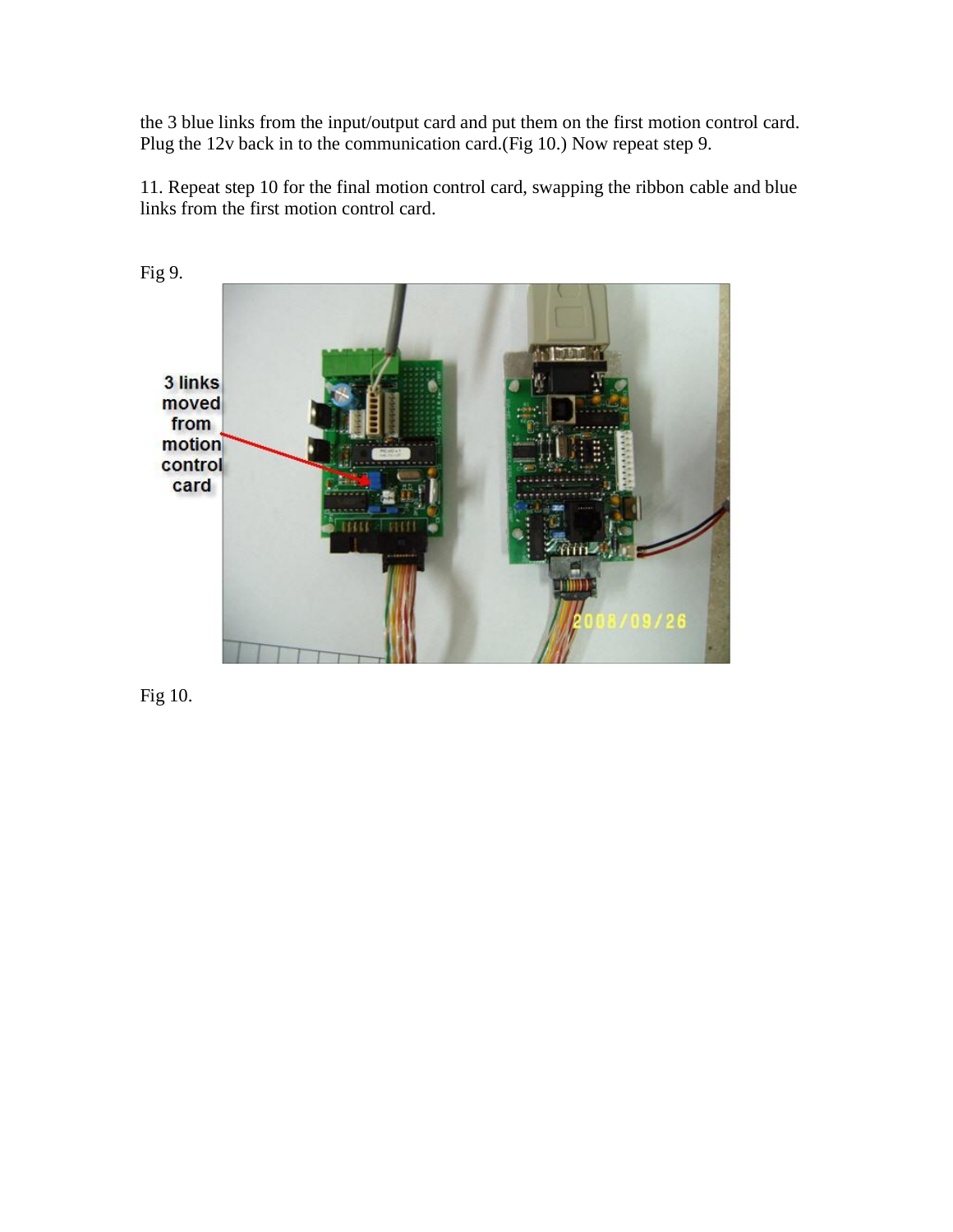the 3 blue links from the input/output card and put them on the first motion control card. Plug the 12v back in to the communication card.(Fig 10.) Now repeat step 9.

11. Repeat step 10 for the final motion control card, swapping the ribbon cable and blue links from the first motion control card.

Fig 9.

3 links moved from motion control card

Fig 10.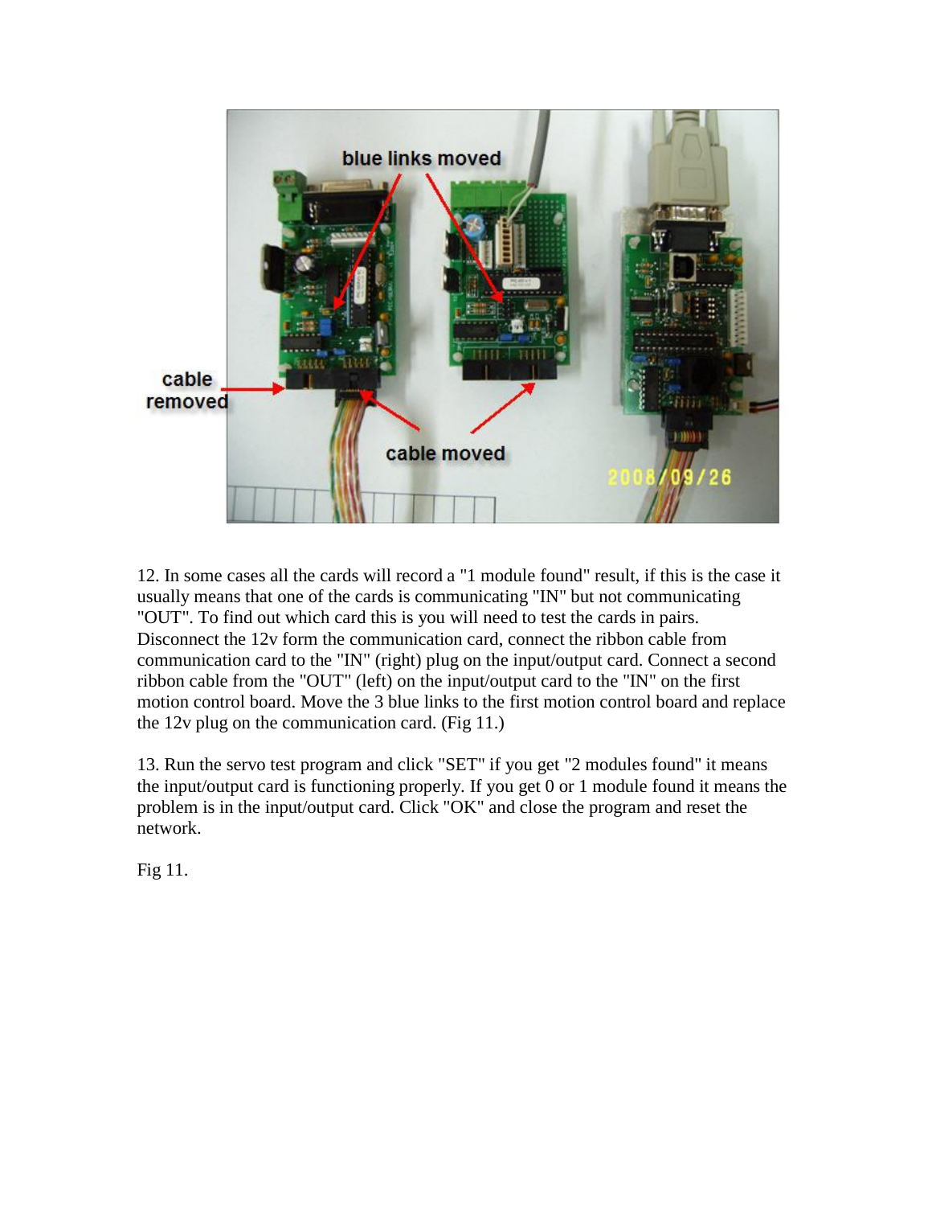12. In some cases all the cards will record a "1 module found" result, if this is the case it usually means that one of the cards is communicating "IN" but not communicating "OUT". To find out which card this is you will need to test the cards in pairs. Disconnect the 12v form the communication card, connect the ribbon cable from communication card to the "IN" (right) plug on the input/output card. Connect a second ribbon cable from the "OUT" (left) on the input/output card to the "IN" on the first motion control board. Move the 3 blue links to the first motion control board and replace the 12v plug on the communication card. (Fig 11.)

13. Run the servo test program and click "SET" if you get "2 modules found" it means the input/output card is functioning properly. If you get 0 or 1 module found it means the problem is in the input/output card. Click "OK" and close the program and reset the network.

Fig 11.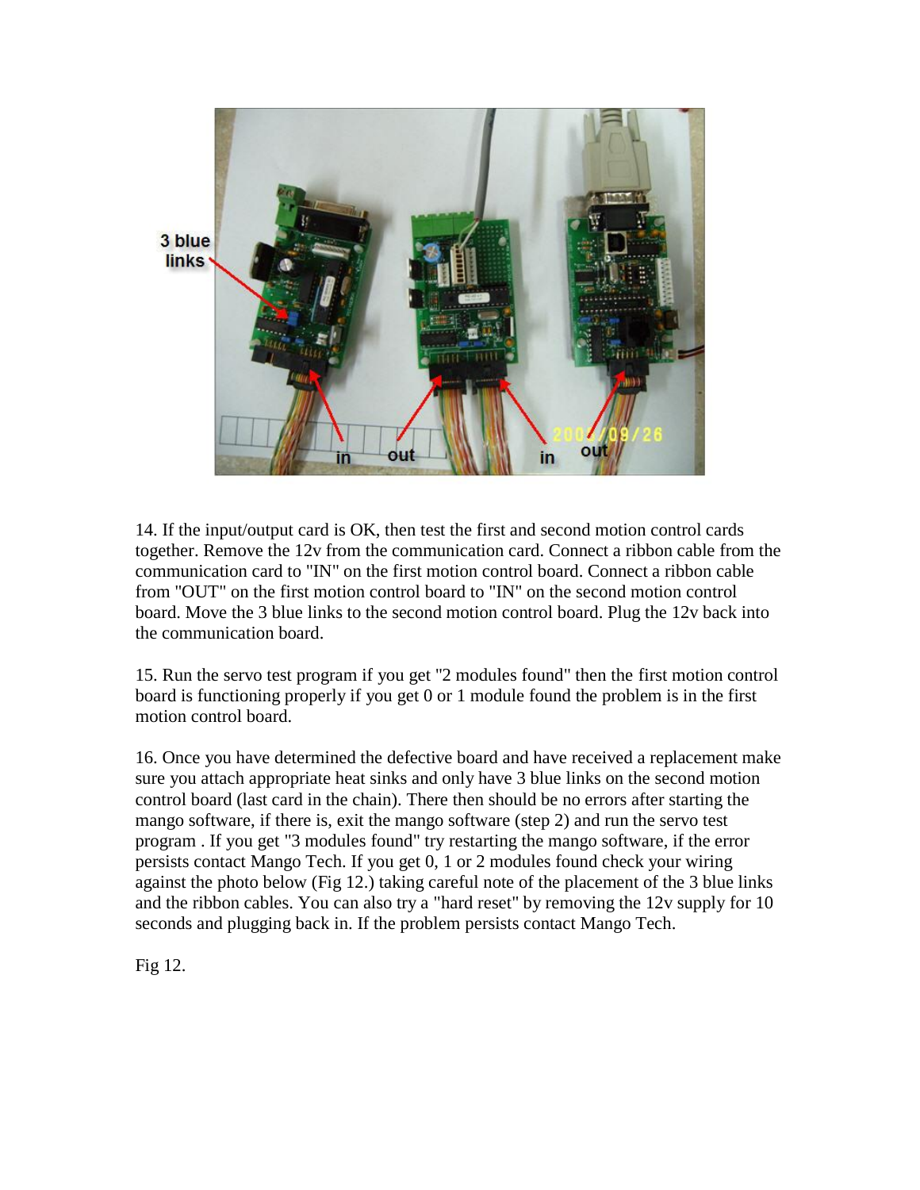14. If the input/output card is OK, then test the first and second motion control cards together. Remove the 12v from the communication card. Connect a ribbon cable from the communication card to "IN" on the first motion control board. Connect a ribbon cable from "OUT" on the first motion control board to "IN" on the second motion control board. Move the 3 blue links to the second motion control board. Plug the 12v back into the communication board.

15. Run the servo test program if you get "2 modules found" then the first motion control board is functioning properly if you get 0 or 1 module found the problem is in the first motion control board.

16. Once you have determined the defective board and have received a replacement make sure you attach appropriate heat sinks and only have 3 blue links on the second motion control board (last card in the chain). There then should be no errors after starting the mango software, if there is, exit the mango software (step 2) and run the servo test program . If you get "3 modules found" try restarting the mango software, if the error persists contact Mango Tech. If you get 0, 1 or 2 modules found check your wiring against the photo below (Fig 12.) taking careful note of the placement of the 3 blue links and the ribbon cables. You can also try a "hard reset" by removing the 12v supply for 10 seconds and plugging back in. If the problem persists contact Mango Tech.

Fig 12.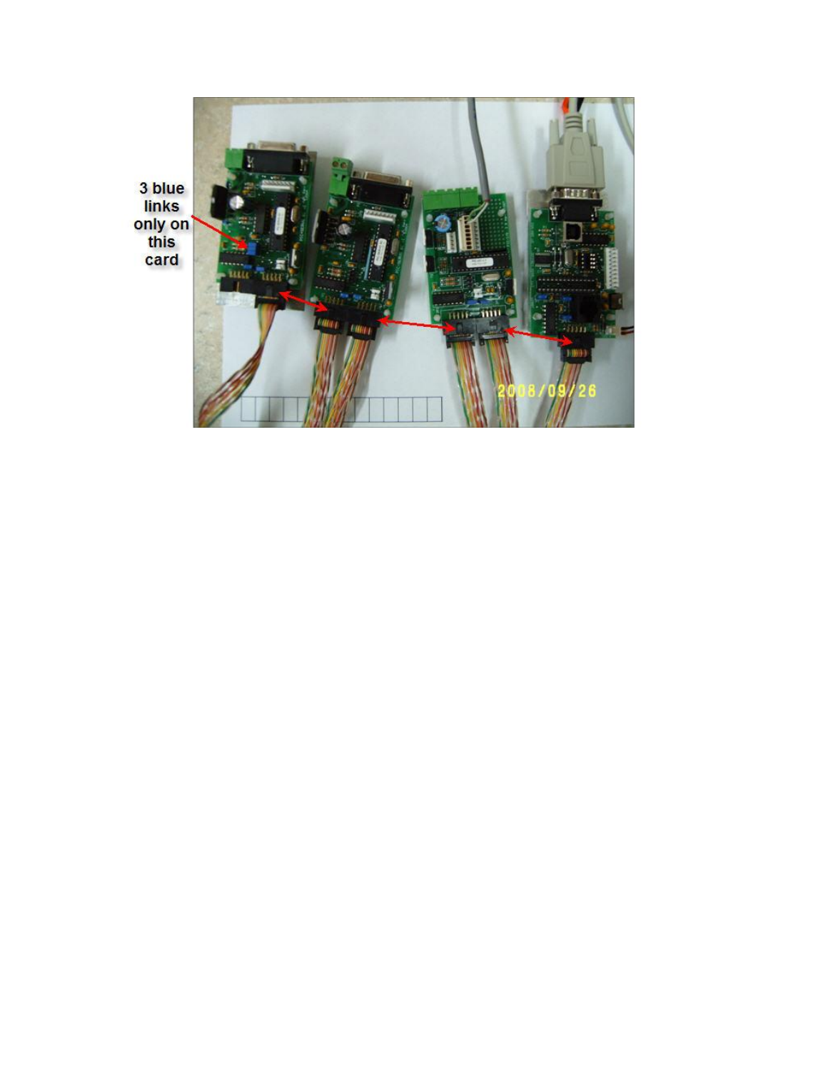3 blue links only on this card